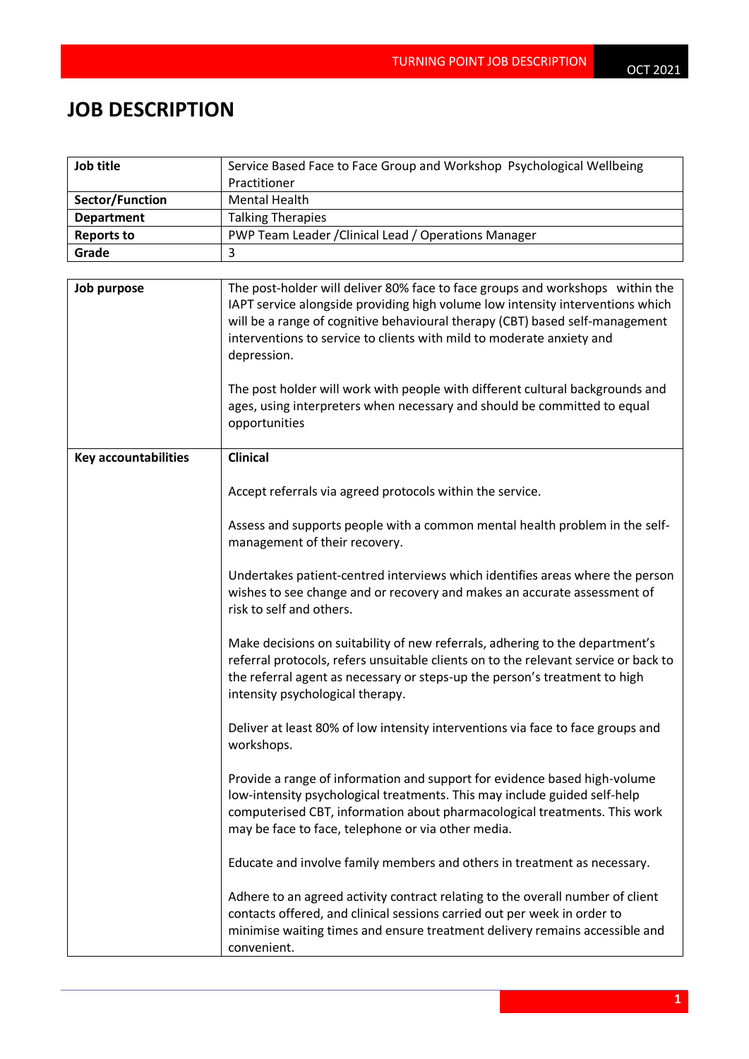# JOB DESCRIPTION

| Job title | Service Based Face to Face Group and Workshop Psychological Wellbeing Practitioner |
|---|---|
| Sector/Function | Mental Health |
| Department | Talking Therapies |
| Reports to | PWP Team Leader /Clinical Lead / Operations Manager |
| Grade | 3 |

| Job purpose | The post-holder will deliver 80% face to face groups and workshops within the IAPT service alongside providing high volume low intensity interventions which will be a range of cognitive behavioural therapy (CBT) based self-management interventions to service to clients with mild to moderate anxiety and depression.<br><br>The post holder will work with people with different cultural backgrounds and ages, using interpreters when necessary and should be committed to equal opportunities |
|---|---|
| Key accountabilities | **Clinical**<br><br>Accept referrals via agreed protocols within the service.<br><br>Assess and supports people with a common mental health problem in the self-management of their recovery.<br><br>Undertakes patient-centred interviews which identifies areas where the person wishes to see change and or recovery and makes an accurate assessment of risk to self and others.<br><br>Make decisions on suitability of new referrals, adhering to the department's referral protocols, refers unsuitable clients on to the relevant service or back to the referral agent as necessary or steps-up the person's treatment to high intensity psychological therapy.<br><br>Deliver at least 80% of low intensity interventions via face to face groups and workshops.<br><br>Provide a range of information and support for evidence based high-volume low-intensity psychological treatments. This may include guided self-help computerised CBT, information about pharmacological treatments. This work may be face to face, telephone or via other media.<br><br>Educate and involve family members and others in treatment as necessary.<br><br>Adhere to an agreed activity contract relating to the overall number of client contacts offered, and clinical sessions carried out per week in order to minimise waiting times and ensure treatment delivery remains accessible and convenient. |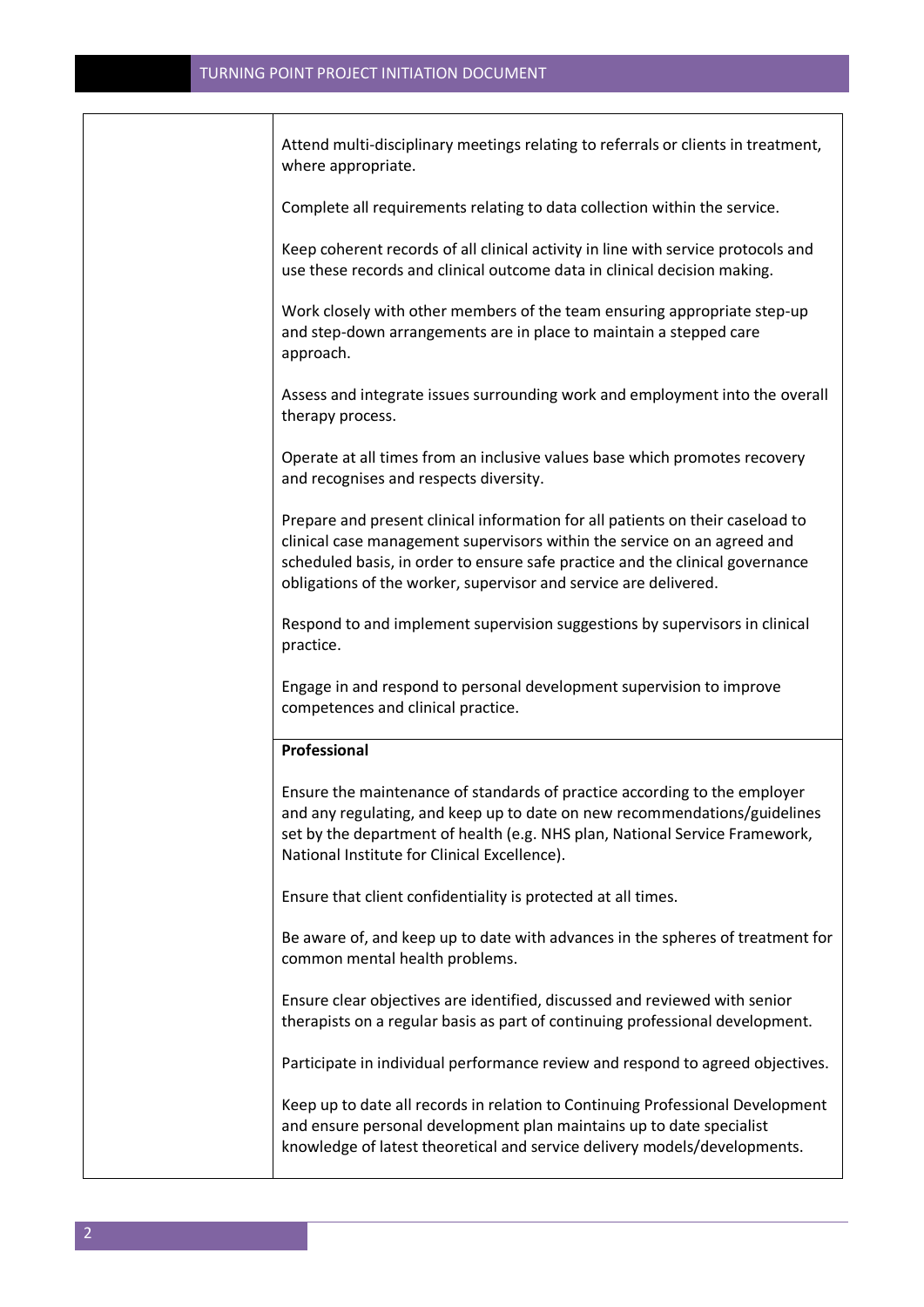| | |
|---|---|
| | Attend multi-disciplinary meetings relating to referrals or clients in treatment, where appropriate.<br><br>Complete all requirements relating to data collection within the service.<br><br>Keep coherent records of all clinical activity in line with service protocols and use these records and clinical outcome data in clinical decision making.<br><br>Work closely with other members of the team ensuring appropriate step-up and step-down arrangements are in place to maintain a stepped care approach.<br><br>Assess and integrate issues surrounding work and employment into the overall therapy process.<br><br>Operate at all times from an inclusive values base which promotes recovery and recognises and respects diversity.<br><br>Prepare and present clinical information for all patients on their caseload to clinical case management supervisors within the service on an agreed and scheduled basis, in order to ensure safe practice and the clinical governance obligations of the worker, supervisor and service are delivered.<br><br>Respond to and implement supervision suggestions by supervisors in clinical practice.<br><br>Engage in and respond to personal development supervision to improve competences and clinical practice. |
| | **Professional**<br><br>Ensure the maintenance of standards of practice according to the employer and any regulating, and keep up to date on new recommendations/guidelines set by the department of health (e.g. NHS plan, National Service Framework, National Institute for Clinical Excellence).<br><br>Ensure that client confidentiality is protected at all times.<br><br>Be aware of, and keep up to date with advances in the spheres of treatment for common mental health problems.<br><br>Ensure clear objectives are identified, discussed and reviewed with senior therapists on a regular basis as part of continuing professional development.<br><br>Participate in individual performance review and respond to agreed objectives.<br><br>Keep up to date all records in relation to Continuing Professional Development and ensure personal development plan maintains up to date specialist knowledge of latest theoretical and service delivery models/developments. |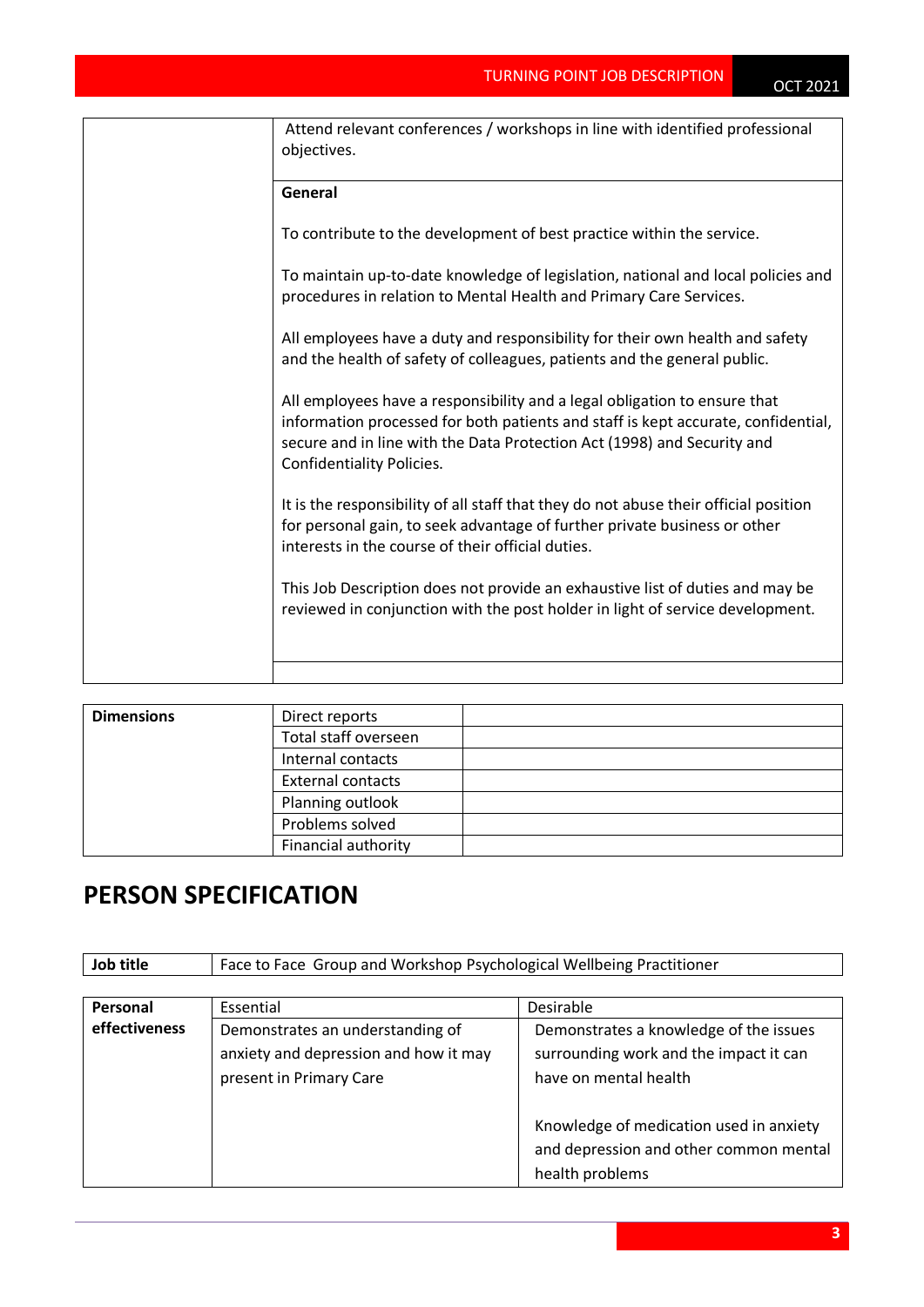| | |
|---|---|
| | Attend relevant conferences / workshops in line with identified professional objectives. |
| | **General**<br><br>To contribute to the development of best practice within the service.<br><br>To maintain up-to-date knowledge of legislation, national and local policies and procedures in relation to Mental Health and Primary Care Services.<br><br>All employees have a duty and responsibility for their own health and safety and the health of safety of colleagues, patients and the general public.<br><br>All employees have a responsibility and a legal obligation to ensure that information processed for both patients and staff is kept accurate, confidential, secure and in line with the Data Protection Act (1998) and Security and Confidentiality Policies.<br><br>It is the responsibility of all staff that they do not abuse their official position for personal gain, to seek advantage of further private business or other interests in the course of their official duties.<br><br>This Job Description does not provide an exhaustive list of duties and may be reviewed in conjunction with the post holder in light of service development. |
| | |

| **Dimensions** | Direct reports | |
|---|---|---|
| | Total staff overseen | |
| | Internal contacts | |
| | External contacts | |
| | Planning outlook | |
| | Problems solved | |
| | Financial authority | |

# PERSON SPECIFICATION

| **Job title** | Face to Face Group and Workshop Psychological Wellbeing Practitioner |
|---|---|

| **Personal effectiveness** | Essential | Desirable |
|---|---|---|
| | Demonstrates an understanding of anxiety and depression and how it may present in Primary Care | Demonstrates a knowledge of the issues surrounding work and the impact it can have on mental health<br><br>Knowledge of medication used in anxiety and depression and other common mental health problems |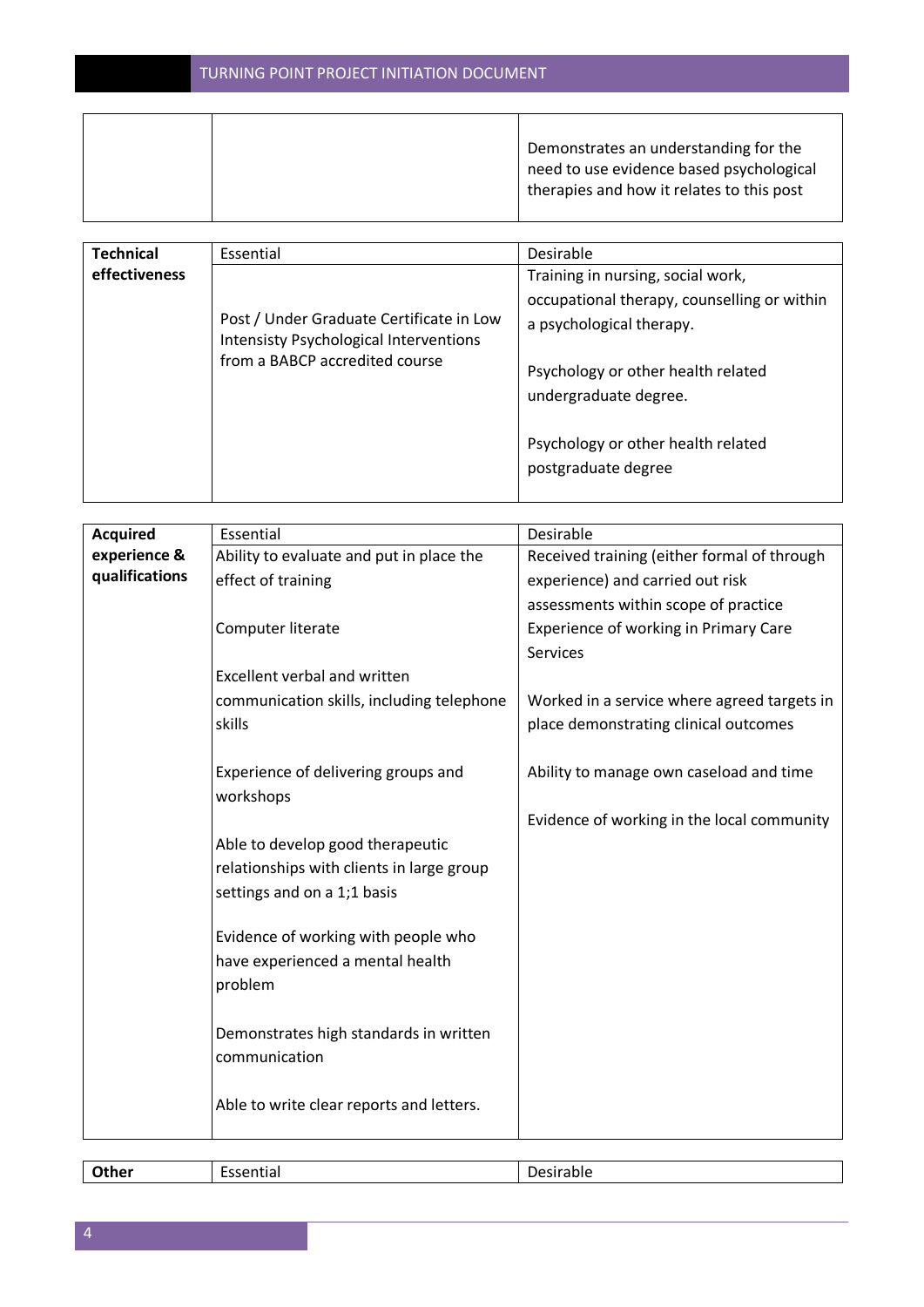| | | |
|---|---|---|
| | | Demonstrates an understanding for the need to use evidence based psychological therapies and how it relates to this post |

| **Technical effectiveness** | Essential | Desirable |
|---|---|---|
| | Post / Under Graduate Certificate in Low Intensisty Psychological Interventions from a BABCP accredited course | Training in nursing, social work, occupational therapy, counselling or within a psychological therapy.<br><br>Psychology or other health related undergraduate degree.<br><br>Psychology or other health related postgraduate degree |

| **Acquired experience & qualifications** | Essential | Desirable |
|---|---|---|
| | Ability to evaluate and put in place the effect of training<br><br>Computer literate<br><br>Excellent verbal and written communication skills, including telephone skills<br><br>Experience of delivering groups and workshops<br><br>Able to develop good therapeutic relationships with clients in large group settings and on a 1;1 basis<br><br>Evidence of working with people who have experienced a mental health problem<br><br>Demonstrates high standards in written communication<br><br>Able to write clear reports and letters. | Received training (either formal of through experience) and carried out risk assessments within scope of practice<br>Experience of working in Primary Care Services<br><br>Worked in a service where agreed targets in place demonstrating clinical outcomes<br><br>Ability to manage own caseload and time<br><br>Evidence of working in the local community |

| **Other** | Essential | Desirable |
|---|---|---|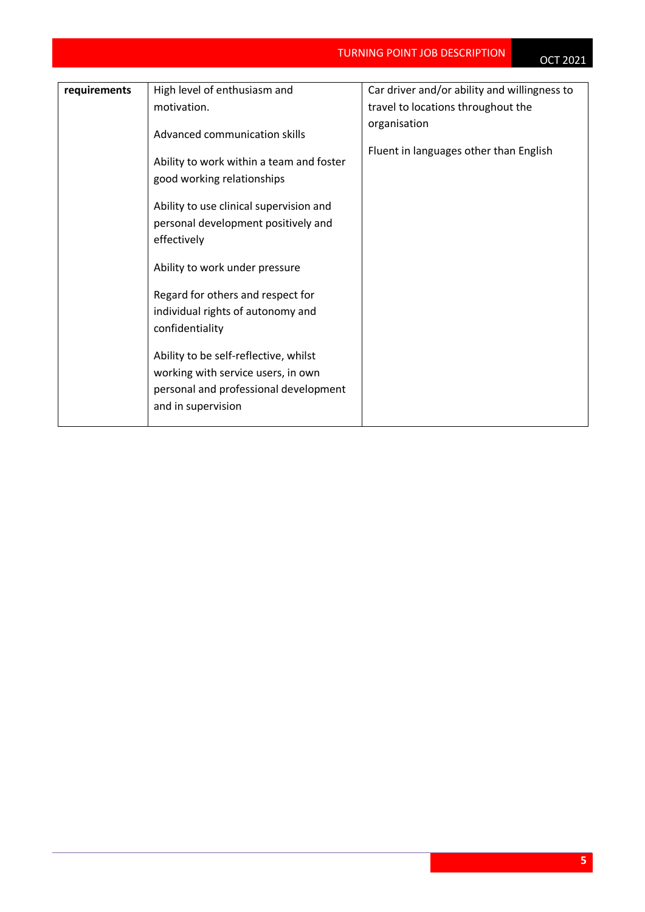| | | |
|---|---|---|
| **requirements** | High level of enthusiasm and motivation.<br><br>Advanced communication skills<br><br>Ability to work within a team and foster good working relationships<br><br>Ability to use clinical supervision and personal development positively and effectively<br><br>Ability to work under pressure<br><br>Regard for others and respect for individual rights of autonomy and confidentiality<br><br>Ability to be self-reflective, whilst working with service users, in own personal and professional development and in supervision | Car driver and/or ability and willingness to travel to locations throughout the organisation<br><br>Fluent in languages other than English |